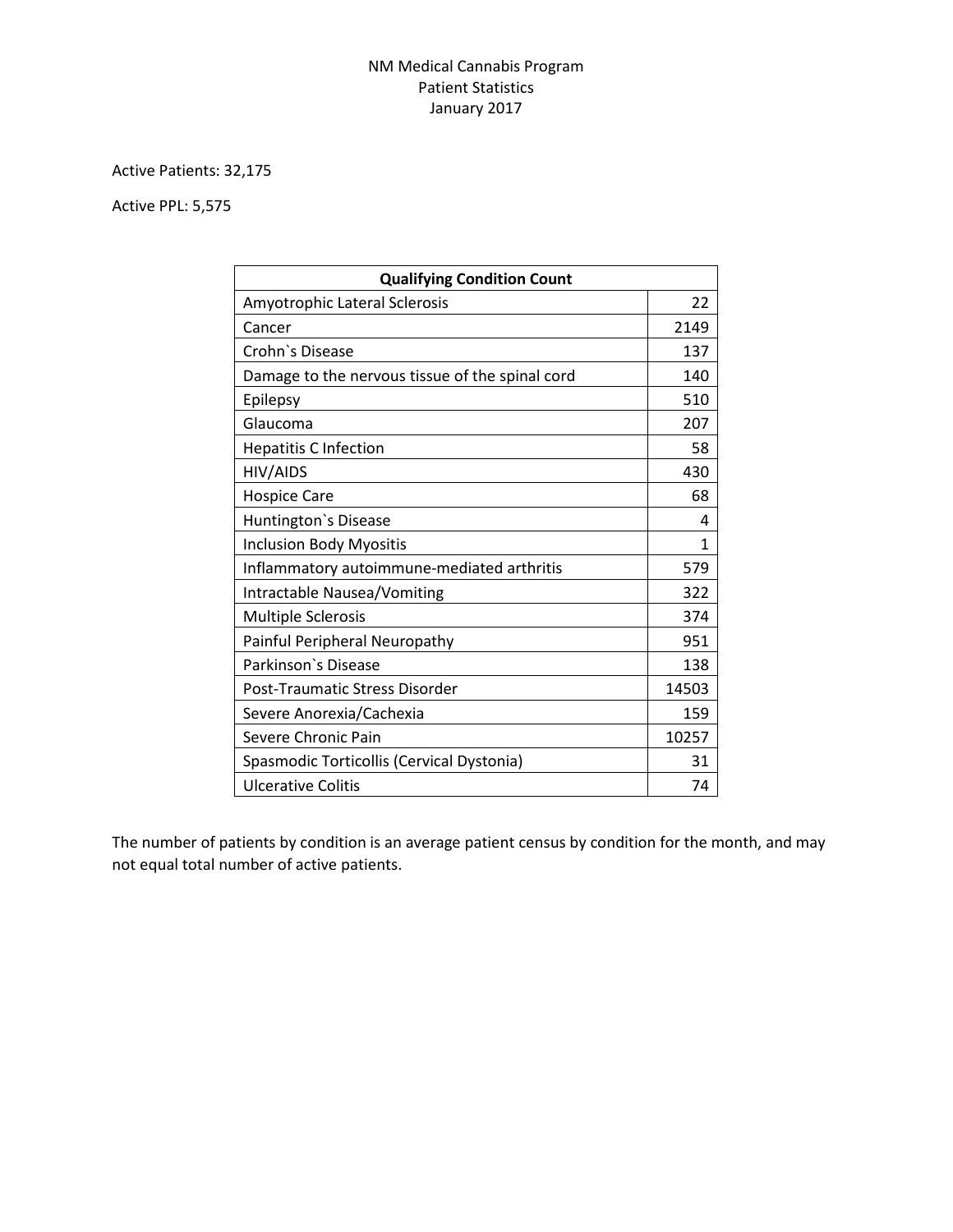# NM Medical Cannabis Program
## Patient Statistics
## January 2017

Active Patients: 32,175

Active PPL: 5,575

| Qualifying Condition Count | |
|---|---|
| Amyotrophic Lateral Sclerosis | 22 |
| Cancer | 2149 |
| Crohn`s Disease | 137 |
| Damage to the nervous tissue of the spinal cord | 140 |
| Epilepsy | 510 |
| Glaucoma | 207 |
| Hepatitis C Infection | 58 |
| HIV/AIDS | 430 |
| Hospice Care | 68 |
| Huntington`s Disease | 4 |
| Inclusion Body Myositis | 1 |
| Inflammatory autoimmune-mediated arthritis | 579 |
| Intractable Nausea/Vomiting | 322 |
| Multiple Sclerosis | 374 |
| Painful Peripheral Neuropathy | 951 |
| Parkinson`s Disease | 138 |
| Post-Traumatic Stress Disorder | 14503 |
| Severe Anorexia/Cachexia | 159 |
| Severe Chronic Pain | 10257 |
| Spasmodic Torticollis (Cervical Dystonia) | 31 |
| Ulcerative Colitis | 74 |

The number of patients by condition is an average patient census by condition for the month, and may not equal total number of active patients.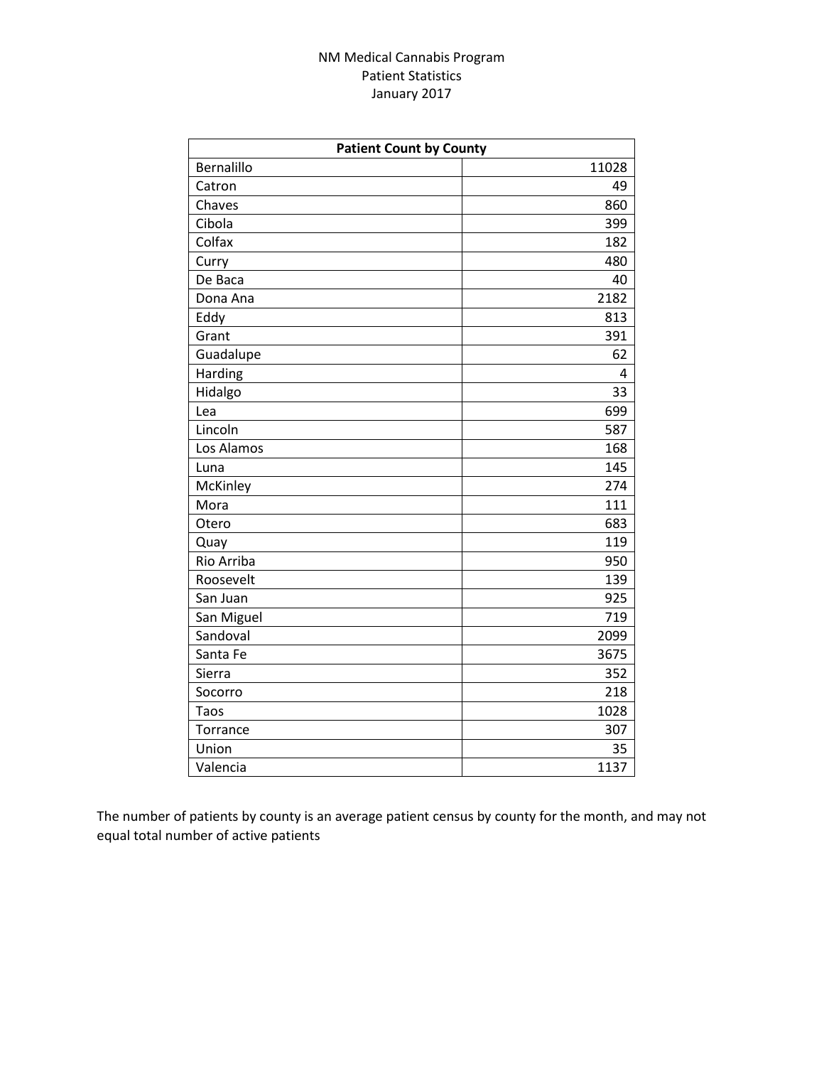NM Medical Cannabis Program
Patient Statistics
January 2017

| Patient Count by County | |
|---|---|
| Bernalillo | 11028 |
| Catron | 49 |
| Chaves | 860 |
| Cibola | 399 |
| Colfax | 182 |
| Curry | 480 |
| De Baca | 40 |
| Dona Ana | 2182 |
| Eddy | 813 |
| Grant | 391 |
| Guadalupe | 62 |
| Harding | 4 |
| Hidalgo | 33 |
| Lea | 699 |
| Lincoln | 587 |
| Los Alamos | 168 |
| Luna | 145 |
| McKinley | 274 |
| Mora | 111 |
| Otero | 683 |
| Quay | 119 |
| Rio Arriba | 950 |
| Roosevelt | 139 |
| San Juan | 925 |
| San Miguel | 719 |
| Sandoval | 2099 |
| Santa Fe | 3675 |
| Sierra | 352 |
| Socorro | 218 |
| Taos | 1028 |
| Torrance | 307 |
| Union | 35 |
| Valencia | 1137 |

The number of patients by county is an average patient census by county for the month, and may not equal total number of active patients